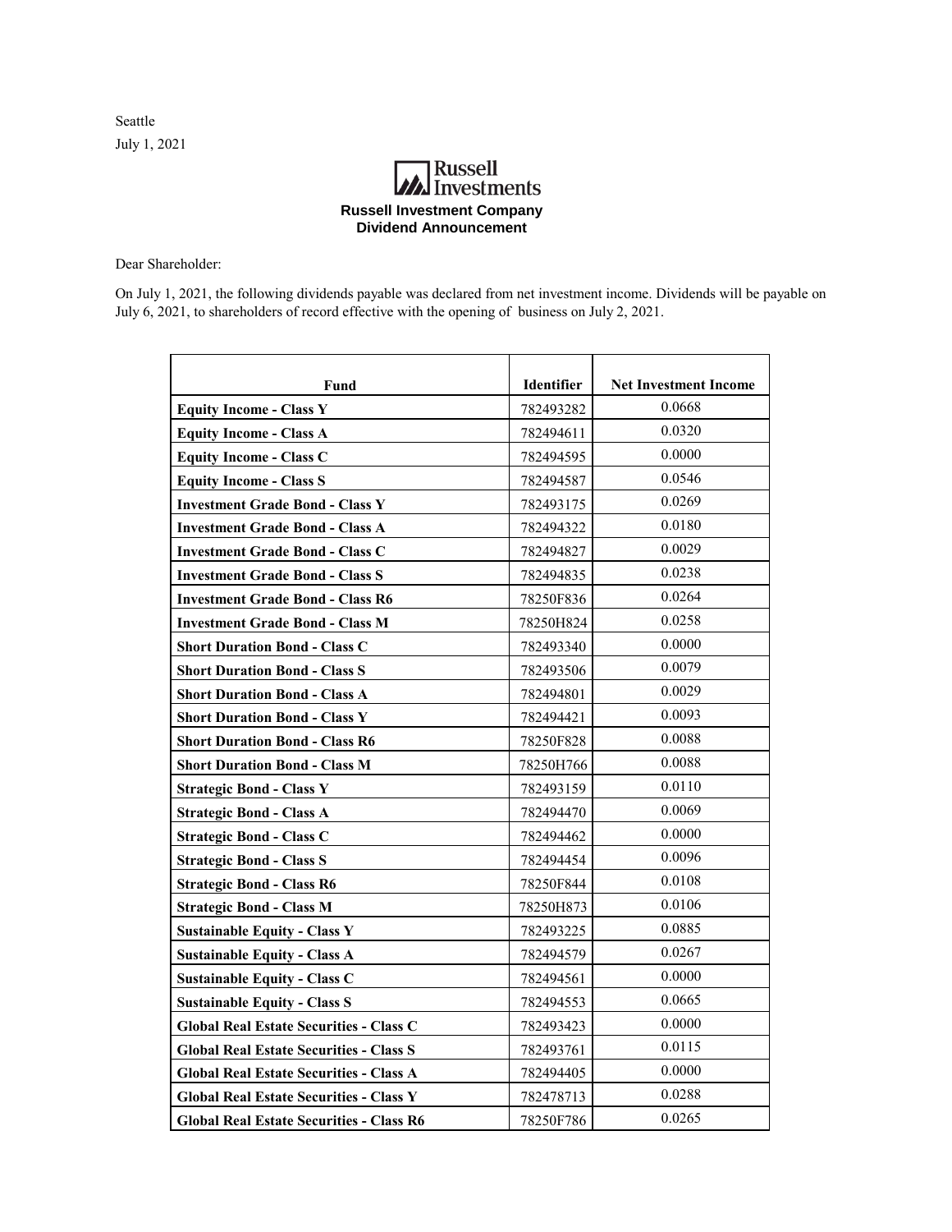Seattle

July 1, 2021

Russell Investments

**Russell Investment Company**
**Dividend Announcement**

Dear Shareholder:

On July 1, 2021, the following dividends payable was declared from net investment income. Dividends will be payable on July 6, 2021, to shareholders of record effective with the opening of business on July 2, 2021.

| Fund | Identifier | Net Investment Income |
|---|---|---|
| **Equity Income - Class Y** | 782493282 | 0.0668 |
| **Equity Income - Class A** | 782494611 | 0.0320 |
| **Equity Income - Class C** | 782494595 | 0.0000 |
| **Equity Income - Class S** | 782494587 | 0.0546 |
| **Investment Grade Bond - Class Y** | 782493175 | 0.0269 |
| **Investment Grade Bond - Class A** | 782494322 | 0.0180 |
| **Investment Grade Bond - Class C** | 782494827 | 0.0029 |
| **Investment Grade Bond - Class S** | 782494835 | 0.0238 |
| **Investment Grade Bond - Class R6** | 78250F836 | 0.0264 |
| **Investment Grade Bond - Class M** | 78250H824 | 0.0258 |
| **Short Duration Bond - Class C** | 782493340 | 0.0000 |
| **Short Duration Bond - Class S** | 782493506 | 0.0079 |
| **Short Duration Bond - Class A** | 782494801 | 0.0029 |
| **Short Duration Bond - Class Y** | 782494421 | 0.0093 |
| **Short Duration Bond - Class R6** | 78250F828 | 0.0088 |
| **Short Duration Bond - Class M** | 78250H766 | 0.0088 |
| **Strategic Bond - Class Y** | 782493159 | 0.0110 |
| **Strategic Bond - Class A** | 782494470 | 0.0069 |
| **Strategic Bond - Class C** | 782494462 | 0.0000 |
| **Strategic Bond - Class S** | 782494454 | 0.0096 |
| **Strategic Bond - Class R6** | 78250F844 | 0.0108 |
| **Strategic Bond - Class M** | 78250H873 | 0.0106 |
| **Sustainable Equity - Class Y** | 782493225 | 0.0885 |
| **Sustainable Equity - Class A** | 782494579 | 0.0267 |
| **Sustainable Equity - Class C** | 782494561 | 0.0000 |
| **Sustainable Equity - Class S** | 782494553 | 0.0665 |
| **Global Real Estate Securities - Class C** | 782493423 | 0.0000 |
| **Global Real Estate Securities - Class S** | 782493761 | 0.0115 |
| **Global Real Estate Securities - Class A** | 782494405 | 0.0000 |
| **Global Real Estate Securities - Class Y** | 782478713 | 0.0288 |
| **Global Real Estate Securities - Class R6** | 78250F786 | 0.0265 |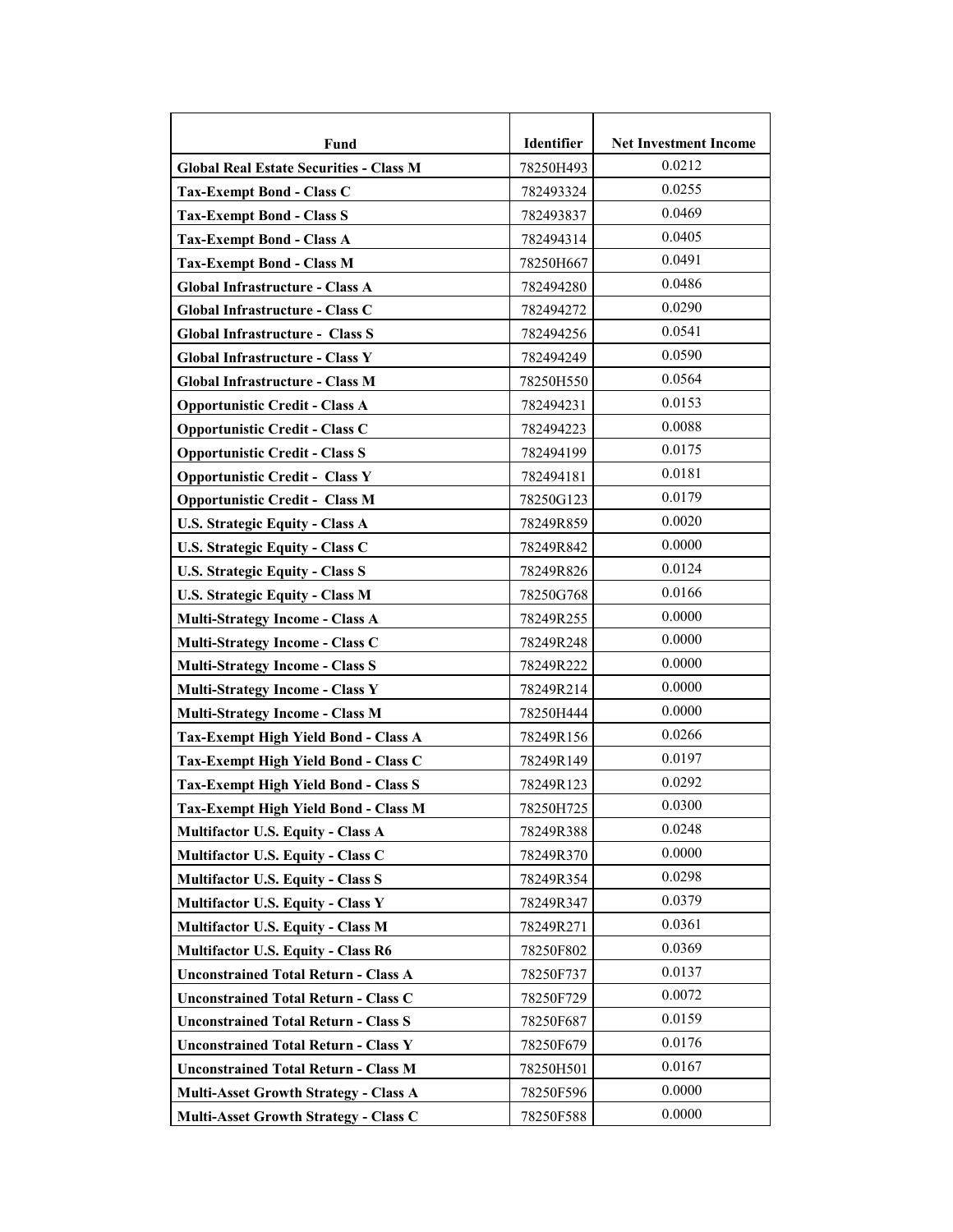| Fund | Identifier | Net Investment Income |
| --- | --- | --- |
| **Global Real Estate Securities - Class M** | 78250H493 | 0.0212 |
| **Tax-Exempt Bond - Class C** | 782493324 | 0.0255 |
| **Tax-Exempt Bond - Class S** | 782493837 | 0.0469 |
| **Tax-Exempt Bond - Class A** | 782494314 | 0.0405 |
| **Tax-Exempt Bond - Class M** | 78250H667 | 0.0491 |
| **Global Infrastructure - Class A** | 782494280 | 0.0486 |
| **Global Infrastructure - Class C** | 782494272 | 0.0290 |
| **Global Infrastructure - Class S** | 782494256 | 0.0541 |
| **Global Infrastructure - Class Y** | 782494249 | 0.0590 |
| **Global Infrastructure - Class M** | 78250H550 | 0.0564 |
| **Opportunistic Credit - Class A** | 782494231 | 0.0153 |
| **Opportunistic Credit - Class C** | 782494223 | 0.0088 |
| **Opportunistic Credit - Class S** | 782494199 | 0.0175 |
| **Opportunistic Credit - Class Y** | 782494181 | 0.0181 |
| **Opportunistic Credit - Class M** | 78250G123 | 0.0179 |
| **U.S. Strategic Equity - Class A** | 78249R859 | 0.0020 |
| **U.S. Strategic Equity - Class C** | 78249R842 | 0.0000 |
| **U.S. Strategic Equity - Class S** | 78249R826 | 0.0124 |
| **U.S. Strategic Equity - Class M** | 78250G768 | 0.0166 |
| **Multi-Strategy Income - Class A** | 78249R255 | 0.0000 |
| **Multi-Strategy Income - Class C** | 78249R248 | 0.0000 |
| **Multi-Strategy Income - Class S** | 78249R222 | 0.0000 |
| **Multi-Strategy Income - Class Y** | 78249R214 | 0.0000 |
| **Multi-Strategy Income - Class M** | 78250H444 | 0.0000 |
| **Tax-Exempt High Yield Bond - Class A** | 78249R156 | 0.0266 |
| **Tax-Exempt High Yield Bond - Class C** | 78249R149 | 0.0197 |
| **Tax-Exempt High Yield Bond - Class S** | 78249R123 | 0.0292 |
| **Tax-Exempt High Yield Bond - Class M** | 78250H725 | 0.0300 |
| **Multifactor U.S. Equity - Class A** | 78249R388 | 0.0248 |
| **Multifactor U.S. Equity - Class C** | 78249R370 | 0.0000 |
| **Multifactor U.S. Equity - Class S** | 78249R354 | 0.0298 |
| **Multifactor U.S. Equity - Class Y** | 78249R347 | 0.0379 |
| **Multifactor U.S. Equity - Class M** | 78249R271 | 0.0361 |
| **Multifactor U.S. Equity - Class R6** | 78250F802 | 0.0369 |
| **Unconstrained Total Return - Class A** | 78250F737 | 0.0137 |
| **Unconstrained Total Return - Class C** | 78250F729 | 0.0072 |
| **Unconstrained Total Return - Class S** | 78250F687 | 0.0159 |
| **Unconstrained Total Return - Class Y** | 78250F679 | 0.0176 |
| **Unconstrained Total Return - Class M** | 78250H501 | 0.0167 |
| **Multi-Asset Growth Strategy - Class A** | 78250F596 | 0.0000 |
| **Multi-Asset Growth Strategy - Class C** | 78250F588 | 0.0000 |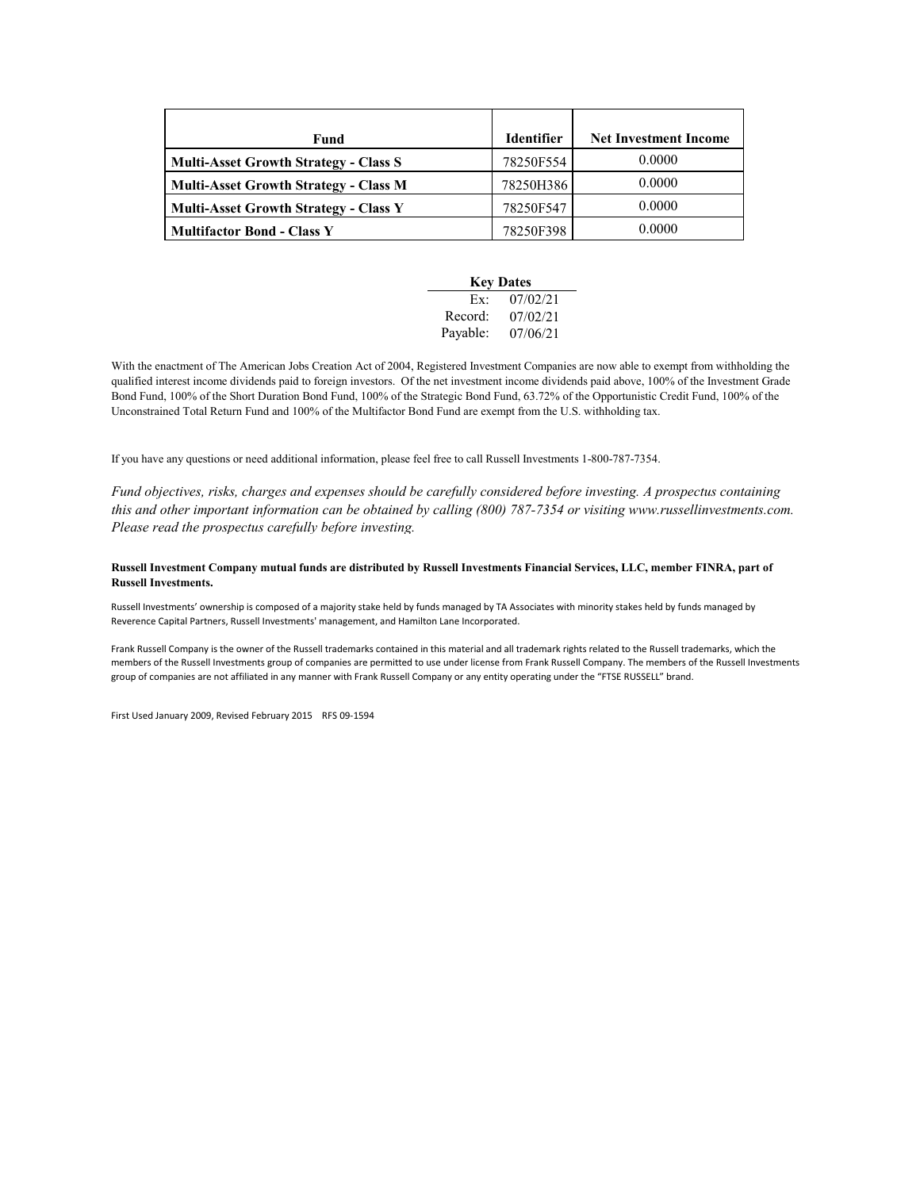| Fund | Identifier | Net Investment Income |
|---|---|---|
| **Multi-Asset Growth Strategy - Class S** | 78250F554 | 0.0000 |
| **Multi-Asset Growth Strategy - Class M** | 78250H386 | 0.0000 |
| **Multi-Asset Growth Strategy - Class Y** | 78250F547 | 0.0000 |
| **Multifactor Bond - Class Y** | 78250F398 | 0.0000 |

| Key Dates | |
|---|---|
| Ex: | 07/02/21 |
| Record: | 07/02/21 |
| Payable: | 07/06/21 |

With the enactment of The American Jobs Creation Act of 2004, Registered Investment Companies are now able to exempt from withholding the qualified interest income dividends paid to foreign investors. Of the net investment income dividends paid above, 100% of the Investment Grade Bond Fund, 100% of the Short Duration Bond Fund, 100% of the Strategic Bond Fund, 63.72% of the Opportunistic Credit Fund, 100% of the Unconstrained Total Return Fund and 100% of the Multifactor Bond Fund are exempt from the U.S. withholding tax.

If you have any questions or need additional information, please feel free to call Russell Investments 1-800-787-7354.

*Fund objectives, risks, charges and expenses should be carefully considered before investing. A prospectus containing this and other important information can be obtained by calling (800) 787-7354 or visiting www.russellinvestments.com. Please read the prospectus carefully before investing.*

**Russell Investment Company mutual funds are distributed by Russell Investments Financial Services, LLC, member FINRA, part of Russell Investments.**

Russell Investments' ownership is composed of a majority stake held by funds managed by TA Associates with minority stakes held by funds managed by Reverence Capital Partners, Russell Investments' management, and Hamilton Lane Incorporated.

Frank Russell Company is the owner of the Russell trademarks contained in this material and all trademark rights related to the Russell trademarks, which the members of the Russell Investments group of companies are permitted to use under license from Frank Russell Company. The members of the Russell Investments group of companies are not affiliated in any manner with Frank Russell Company or any entity operating under the "FTSE RUSSELL" brand.

First Used January 2009, Revised February 2015 RFS 09-1594